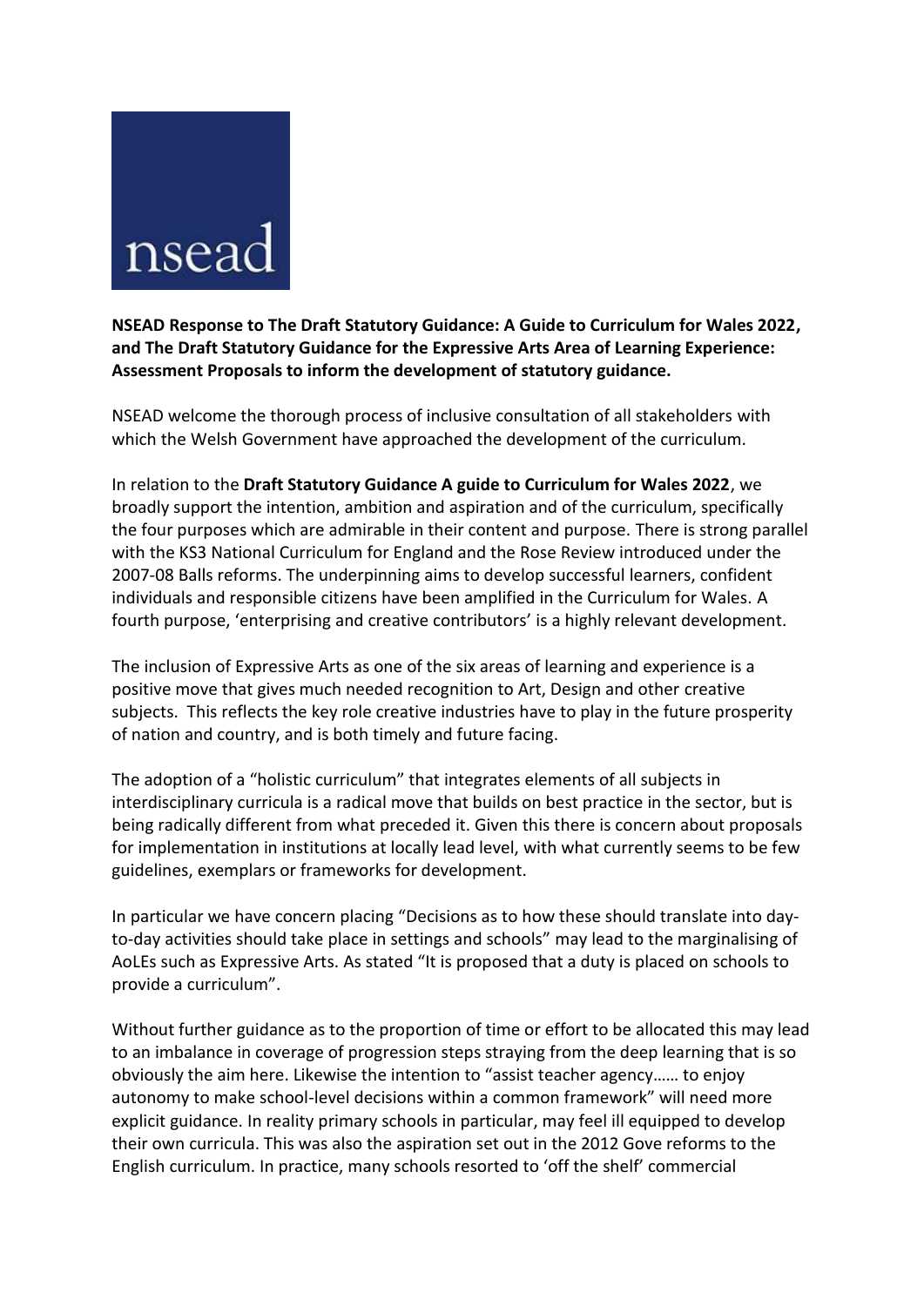nsead

**NSEAD Response to The Draft Statutory Guidance: A Guide to Curriculum for Wales 2022, and The Draft Statutory Guidance for the Expressive Arts Area of Learning Experience: Assessment Proposals to inform the development of statutory guidance.**

NSEAD welcome the thorough process of inclusive consultation of all stakeholders with which the Welsh Government have approached the development of the curriculum.

In relation to the **Draft Statutory Guidance A guide to Curriculum for Wales 2022**, we broadly support the intention, ambition and aspiration and of the curriculum, specifically the four purposes which are admirable in their content and purpose. There is strong parallel with the KS3 National Curriculum for England and the Rose Review introduced under the 2007-08 Balls reforms. The underpinning aims to develop successful learners, confident individuals and responsible citizens have been amplified in the Curriculum for Wales. A fourth purpose, 'enterprising and creative contributors' is a highly relevant development.

The inclusion of Expressive Arts as one of the six areas of learning and experience is a positive move that gives much needed recognition to Art, Design and other creative subjects. This reflects the key role creative industries have to play in the future prosperity of nation and country, and is both timely and future facing.

The adoption of a "holistic curriculum" that integrates elements of all subjects in interdisciplinary curricula is a radical move that builds on best practice in the sector, but is being radically different from what preceded it. Given this there is concern about proposals for implementation in institutions at locally lead level, with what currently seems to be few guidelines, exemplars or frameworks for development.

In particular we have concern placing "Decisions as to how these should translate into day-to-day activities should take place in settings and schools" may lead to the marginalising of AoLEs such as Expressive Arts. As stated "It is proposed that a duty is placed on schools to provide a curriculum".

Without further guidance as to the proportion of time or effort to be allocated this may lead to an imbalance in coverage of progression steps straying from the deep learning that is so obviously the aim here. Likewise the intention to "assist teacher agency…… to enjoy autonomy to make school-level decisions within a common framework" will need more explicit guidance. In reality primary schools in particular, may feel ill equipped to develop their own curricula. This was also the aspiration set out in the 2012 Gove reforms to the English curriculum. In practice, many schools resorted to 'off the shelf' commercial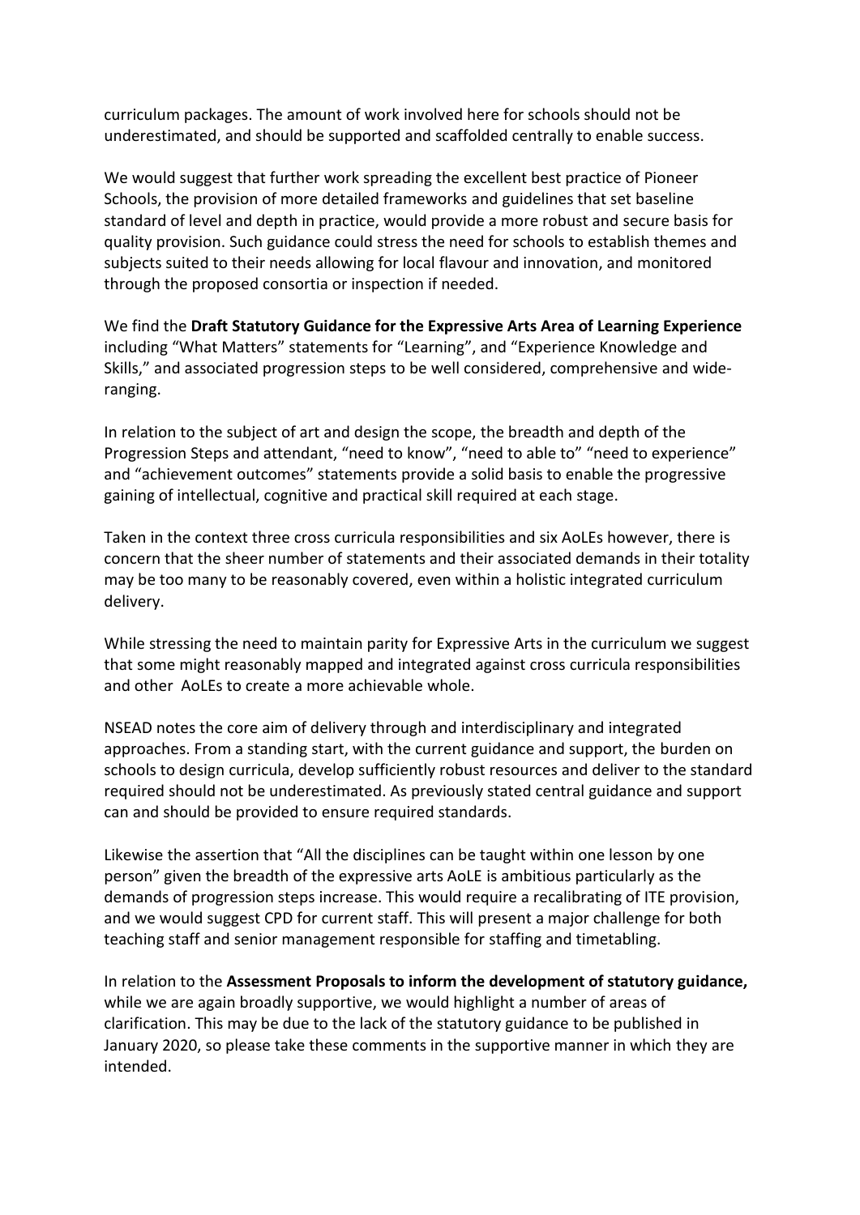curriculum packages. The amount of work involved here for schools should not be underestimated, and should be supported and scaffolded centrally to enable success.

We would suggest that further work spreading the excellent best practice of Pioneer Schools, the provision of more detailed frameworks and guidelines that set baseline standard of level and depth in practice, would provide a more robust and secure basis for quality provision. Such guidance could stress the need for schools to establish themes and subjects suited to their needs allowing for local flavour and innovation, and monitored through the proposed consortia or inspection if needed.

We find the **Draft Statutory Guidance for the Expressive Arts Area of Learning Experience** including "What Matters" statements for "Learning", and "Experience Knowledge and Skills," and associated progression steps to be well considered, comprehensive and wide-ranging.

In relation to the subject of art and design the scope, the breadth and depth of the Progression Steps and attendant, "need to know", "need to able to" "need to experience" and "achievement outcomes" statements provide a solid basis to enable the progressive gaining of intellectual, cognitive and practical skill required at each stage.

Taken in the context three cross curricula responsibilities and six AoLEs however, there is concern that the sheer number of statements and their associated demands in their totality may be too many to be reasonably covered, even within a holistic integrated curriculum delivery.

While stressing the need to maintain parity for Expressive Arts in the curriculum we suggest that some might reasonably mapped and integrated against cross curricula responsibilities and other AoLEs to create a more achievable whole.

NSEAD notes the core aim of delivery through and interdisciplinary and integrated approaches. From a standing start, with the current guidance and support, the burden on schools to design curricula, develop sufficiently robust resources and deliver to the standard required should not be underestimated. As previously stated central guidance and support can and should be provided to ensure required standards.

Likewise the assertion that "All the disciplines can be taught within one lesson by one person" given the breadth of the expressive arts AoLE is ambitious particularly as the demands of progression steps increase. This would require a recalibrating of ITE provision, and we would suggest CPD for current staff. This will present a major challenge for both teaching staff and senior management responsible for staffing and timetabling.

In relation to the **Assessment Proposals to inform the development of statutory guidance,** while we are again broadly supportive, we would highlight a number of areas of clarification. This may be due to the lack of the statutory guidance to be published in January 2020, so please take these comments in the supportive manner in which they are intended.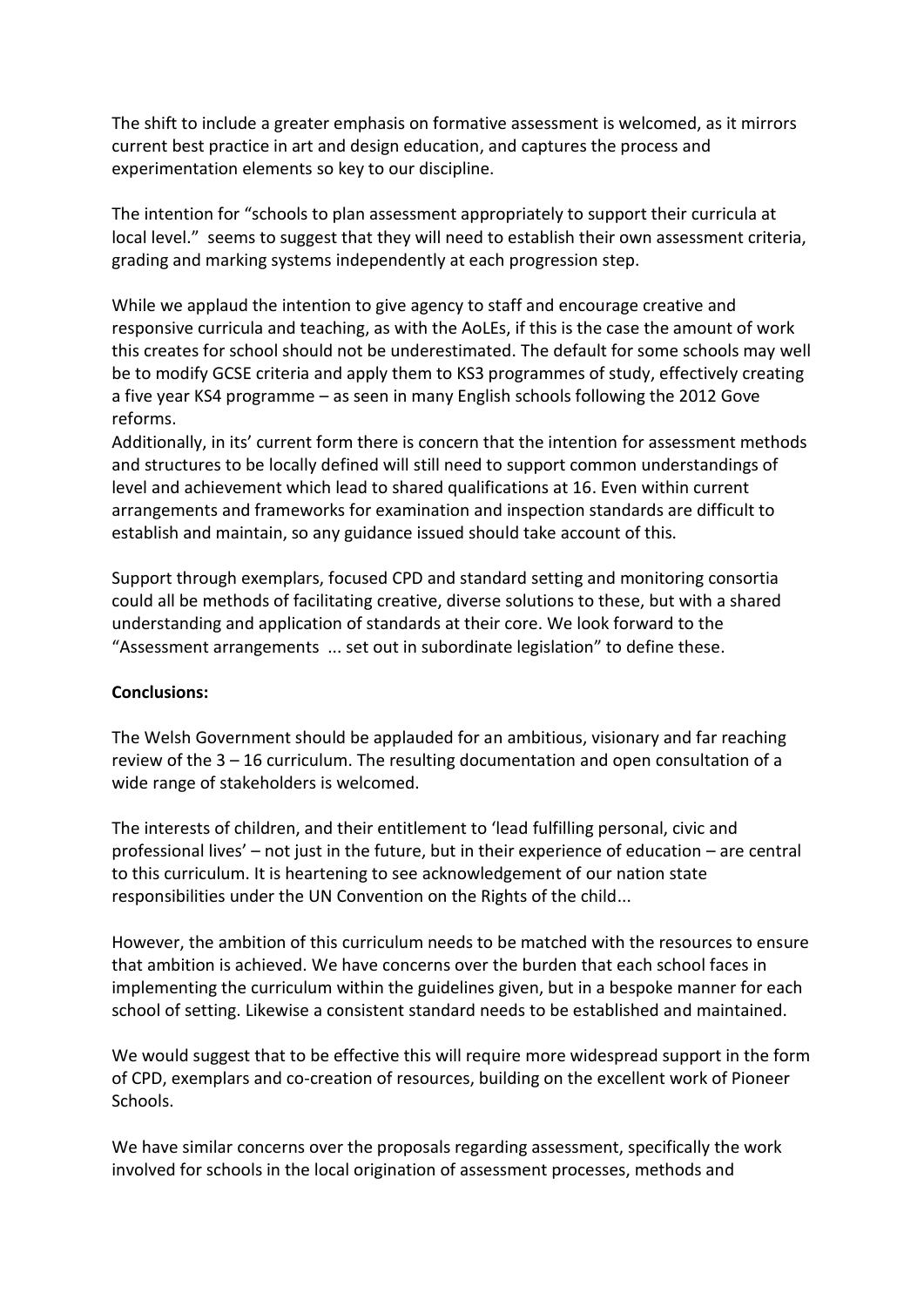The shift to include a greater emphasis on formative assessment is welcomed, as it mirrors current best practice in art and design education, and captures the process and experimentation elements so key to our discipline.

The intention for "schools to plan assessment appropriately to support their curricula at local level." seems to suggest that they will need to establish their own assessment criteria, grading and marking systems independently at each progression step.

While we applaud the intention to give agency to staff and encourage creative and responsive curricula and teaching, as with the AoLEs, if this is the case the amount of work this creates for school should not be underestimated. The default for some schools may well be to modify GCSE criteria and apply them to KS3 programmes of study, effectively creating a five year KS4 programme – as seen in many English schools following the 2012 Gove reforms.
Additionally, in its' current form there is concern that the intention for assessment methods and structures to be locally defined will still need to support common understandings of level and achievement which lead to shared qualifications at 16. Even within current arrangements and frameworks for examination and inspection standards are difficult to establish and maintain, so any guidance issued should take account of this.

Support through exemplars, focused CPD and standard setting and monitoring consortia could all be methods of facilitating creative, diverse solutions to these, but with a shared understanding and application of standards at their core. We look forward to the "Assessment arrangements ... set out in subordinate legislation" to define these.

**Conclusions:**

The Welsh Government should be applauded for an ambitious, visionary and far reaching review of the 3 – 16 curriculum. The resulting documentation and open consultation of a wide range of stakeholders is welcomed.

The interests of children, and their entitlement to 'lead fulfilling personal, civic and professional lives' – not just in the future, but in their experience of education – are central to this curriculum. It is heartening to see acknowledgement of our nation state responsibilities under the UN Convention on the Rights of the child...

However, the ambition of this curriculum needs to be matched with the resources to ensure that ambition is achieved. We have concerns over the burden that each school faces in implementing the curriculum within the guidelines given, but in a bespoke manner for each school of setting. Likewise a consistent standard needs to be established and maintained.

We would suggest that to be effective this will require more widespread support in the form of CPD, exemplars and co-creation of resources, building on the excellent work of Pioneer Schools.

We have similar concerns over the proposals regarding assessment, specifically the work involved for schools in the local origination of assessment processes, methods and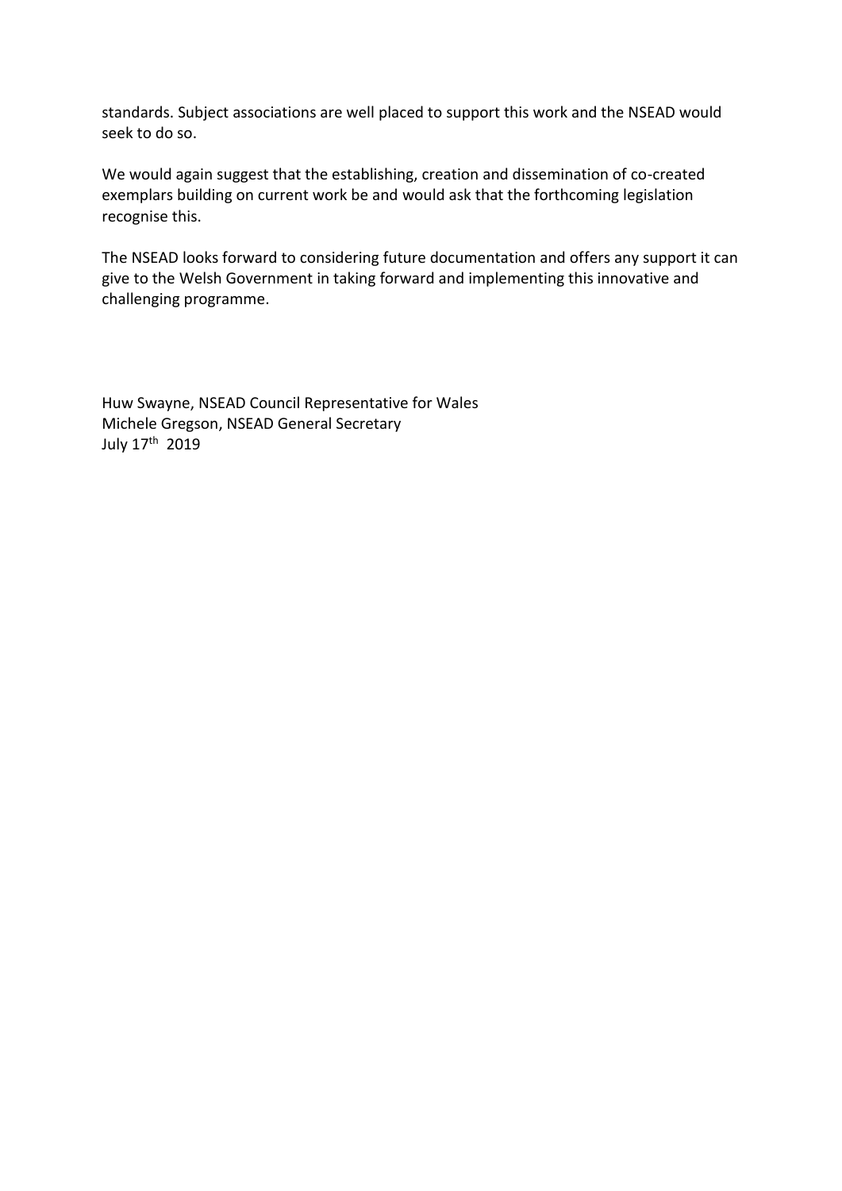standards. Subject associations are well placed to support this work and the NSEAD would seek to do so.

We would again suggest that the establishing, creation and dissemination of co-created exemplars building on current work be and would ask that the forthcoming legislation recognise this.

The NSEAD looks forward to considering future documentation and offers any support it can give to the Welsh Government in taking forward and implementing this innovative and challenging programme.

Huw Swayne, NSEAD Council Representative for Wales
Michele Gregson, NSEAD General Secretary
July 17th 2019